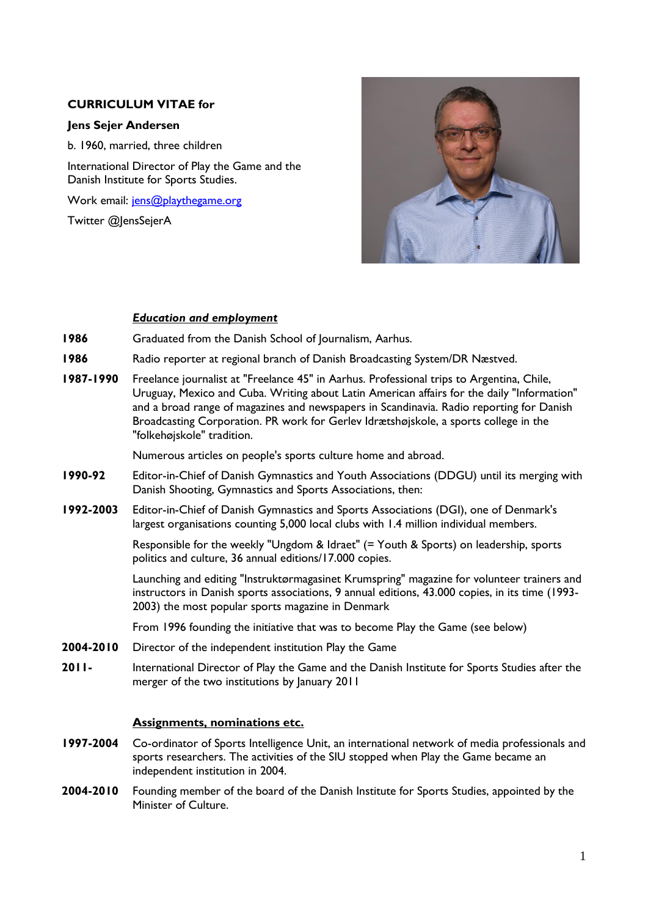**CURRICULUM VITAE for**

**Jens Sejer Andersen**

b. 1960, married, three children

International Director of Play the Game and the Danish Institute for Sports Studies.

Work email: [jens@playthegame.org](mailto:jens@playthegame.org)

Twitter @JensSejerA

***Education and employment***

**1986** Graduated from the Danish School of Journalism, Aarhus.

**1986** Radio reporter at regional branch of Danish Broadcasting System/DR Næstved.

**1987-1990** Freelance journalist at "Freelance 45" in Aarhus. Professional trips to Argentina, Chile, Uruguay, Mexico and Cuba. Writing about Latin American affairs for the daily "Information" and a broad range of magazines and newspapers in Scandinavia. Radio reporting for Danish Broadcasting Corporation. PR work for Gerlev Idrætshøjskole, a sports college in the "folkehøjskole" tradition.

Numerous articles on people's sports culture home and abroad.

**1990-92** Editor-in-Chief of Danish Gymnastics and Youth Associations (DDGU) until its merging with Danish Shooting, Gymnastics and Sports Associations, then:

**1992-2003** Editor-in-Chief of Danish Gymnastics and Sports Associations (DGI), one of Denmark's largest organisations counting 5,000 local clubs with 1.4 million individual members.

Responsible for the weekly "Ungdom & Idraet" (= Youth & Sports) on leadership, sports politics and culture, 36 annual editions/17.000 copies.

Launching and editing "Instruktørmagasinet Krumspring" magazine for volunteer trainers and instructors in Danish sports associations, 9 annual editions, 43.000 copies, in its time (1993-2003) the most popular sports magazine in Denmark

From 1996 founding the initiative that was to become Play the Game (see below)

**2004-2010** Director of the independent institution Play the Game

**2011-** International Director of Play the Game and the Danish Institute for Sports Studies after the merger of the two institutions by January 2011

**Assignments, nominations etc.**

**1997-2004** Co-ordinator of Sports Intelligence Unit, an international network of media professionals and sports researchers. The activities of the SIU stopped when Play the Game became an independent institution in 2004.

**2004-2010** Founding member of the board of the Danish Institute for Sports Studies, appointed by the Minister of Culture.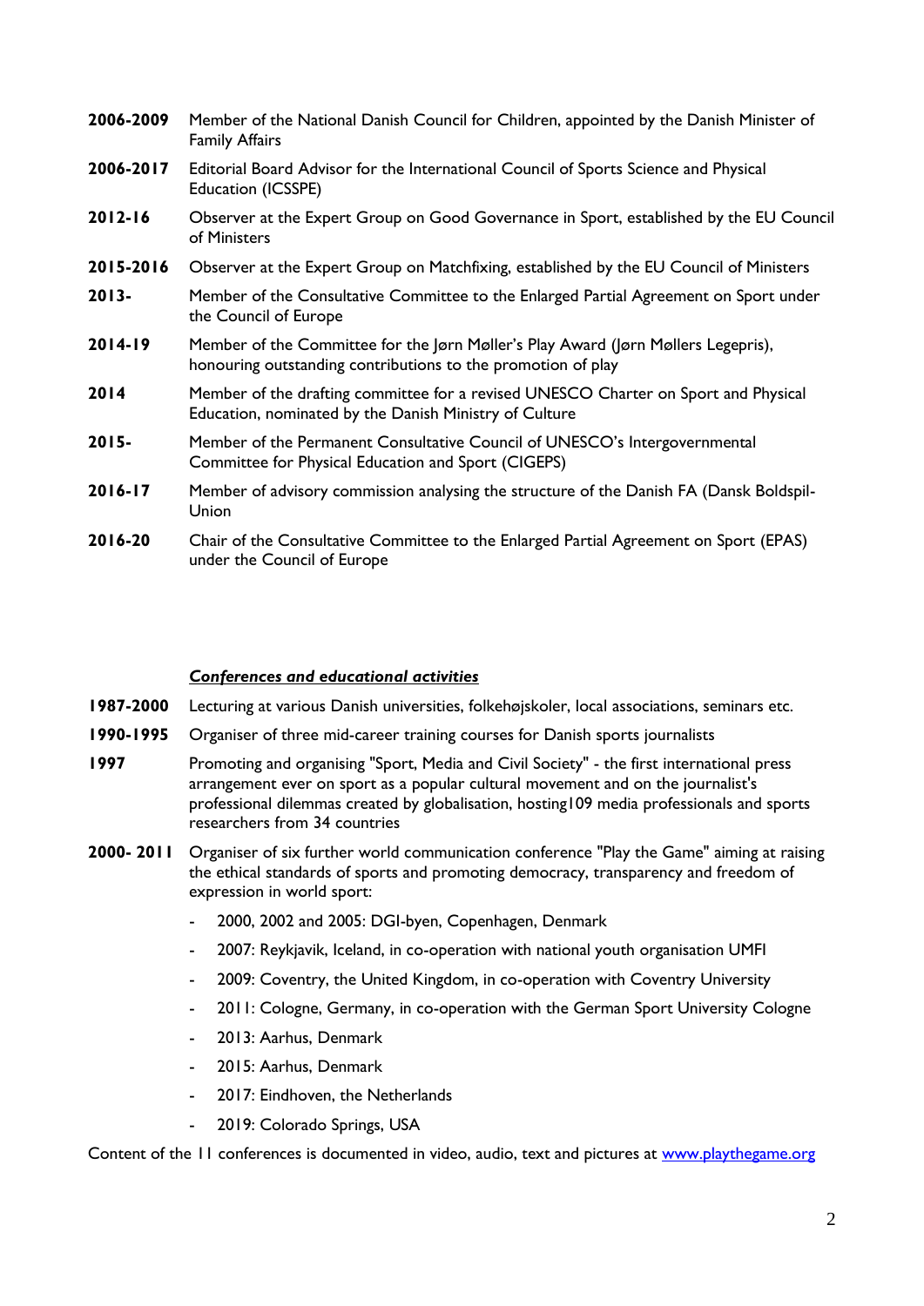| | |
|---|---|
| **2006-2009** | Member of the National Danish Council for Children, appointed by the Danish Minister of Family Affairs |
| **2006-2017** | Editorial Board Advisor for the International Council of Sports Science and Physical Education (ICSSPE) |
| **2012-16** | Observer at the Expert Group on Good Governance in Sport, established by the EU Council of Ministers |
| **2015-2016** | Observer at the Expert Group on Matchfixing, established by the EU Council of Ministers |
| **2013-** | Member of the Consultative Committee to the Enlarged Partial Agreement on Sport under the Council of Europe |
| **2014-19** | Member of the Committee for the Jørn Møller's Play Award (Jørn Møllers Legepris), honouring outstanding contributions to the promotion of play |
| **2014** | Member of the drafting committee for a revised UNESCO Charter on Sport and Physical Education, nominated by the Danish Ministry of Culture |
| **2015-** | Member of the Permanent Consultative Council of UNESCO's Intergovernmental Committee for Physical Education and Sport (CIGEPS) |
| **2016-17** | Member of advisory commission analysing the structure of the Danish FA (Dansk Boldspil-Union |
| **2016-20** | Chair of the Consultative Committee to the Enlarged Partial Agreement on Sport (EPAS) under the Council of Europe |

***Conferences and educational activities***

| | |
|---|---|
| **1987-2000** | Lecturing at various Danish universities, folkehøjskoler, local associations, seminars etc. |
| **1990-1995** | Organiser of three mid-career training courses for Danish sports journalists |
| **1997** | Promoting and organising "Sport, Media and Civil Society" - the first international press arrangement ever on sport as a popular cultural movement and on the journalist's professional dilemmas created by globalisation, hosting109 media professionals and sports researchers from 34 countries |
| **2000- 2011** | Organiser of six further world communication conference "Play the Game" aiming at raising the ethical standards of sports and promoting democracy, transparency and freedom of expression in world sport: |

- 2000, 2002 and 2005: DGI-byen, Copenhagen, Denmark
- 2007: Reykjavik, Iceland, in co-operation with national youth organisation UMFI
- 2009: Coventry, the United Kingdom, in co-operation with Coventry University
- 2011: Cologne, Germany, in co-operation with the German Sport University Cologne
- 2013: Aarhus, Denmark
- 2015: Aarhus, Denmark
- 2017: Eindhoven, the Netherlands
- 2019: Colorado Springs, USA

Content of the 11 conferences is documented in video, audio, text and pictures at [www.playthegame.org](www.playthegame.org)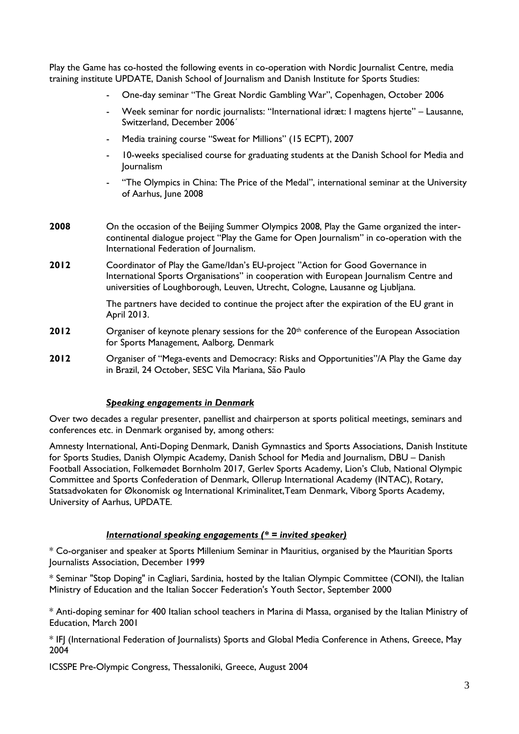Play the Game has co-hosted the following events in co-operation with Nordic Journalist Centre, media training institute UPDATE, Danish School of Journalism and Danish Institute for Sports Studies:

- One-day seminar "The Great Nordic Gambling War", Copenhagen, October 2006
- Week seminar for nordic journalists: "International idræt: I magtens hjerte" – Lausanne, Switzerland, December 2006´
- Media training course "Sweat for Millions" (15 ECPT), 2007
- 10-weeks specialised course for graduating students at the Danish School for Media and Journalism
- "The Olympics in China: The Price of the Medal", international seminar at the University of Aarhus, June 2008

**2008** On the occasion of the Beijing Summer Olympics 2008, Play the Game organized the inter-continental dialogue project "Play the Game for Open Journalism" in co-operation with the International Federation of Journalism.

**2012** Coordinator of Play the Game/Idan's EU-project "Action for Good Governance in International Sports Organisations" in cooperation with European Journalism Centre and universities of Loughborough, Leuven, Utrecht, Cologne, Lausanne og Ljubljana.

The partners have decided to continue the project after the expiration of the EU grant in April 2013.

**2012** Organiser of keynote plenary sessions for the 20th conference of the European Association for Sports Management, Aalborg, Denmark

**2012** Organiser of "Mega-events and Democracy: Risks and Opportunities"/A Play the Game day in Brazil, 24 October, SESC Vila Mariana, São Paulo

***Speaking engagements in Denmark***

Over two decades a regular presenter, panellist and chairperson at sports political meetings, seminars and conferences etc. in Denmark organised by, among others:

Amnesty International, Anti-Doping Denmark, Danish Gymnastics and Sports Associations, Danish Institute for Sports Studies, Danish Olympic Academy, Danish School for Media and Journalism, DBU – Danish Football Association, Folkemødet Bornholm 2017, Gerlev Sports Academy, Lion's Club, National Olympic Committee and Sports Confederation of Denmark, Ollerup International Academy (INTAC), Rotary, Statsadvokaten for Økonomisk og International Kriminalitet,Team Denmark, Viborg Sports Academy, University of Aarhus, UPDATE.

***International speaking engagements (* = invited speaker)***

* Co-organiser and speaker at Sports Millenium Seminar in Mauritius, organised by the Mauritian Sports Journalists Association, December 1999

* Seminar "Stop Doping" in Cagliari, Sardinia, hosted by the Italian Olympic Committee (CONI), the Italian Ministry of Education and the Italian Soccer Federation's Youth Sector, September 2000

* Anti-doping seminar for 400 Italian school teachers in Marina di Massa, organised by the Italian Ministry of Education, March 2001

* IFJ (International Federation of Journalists) Sports and Global Media Conference in Athens, Greece, May 2004

ICSSPE Pre-Olympic Congress, Thessaloniki, Greece, August 2004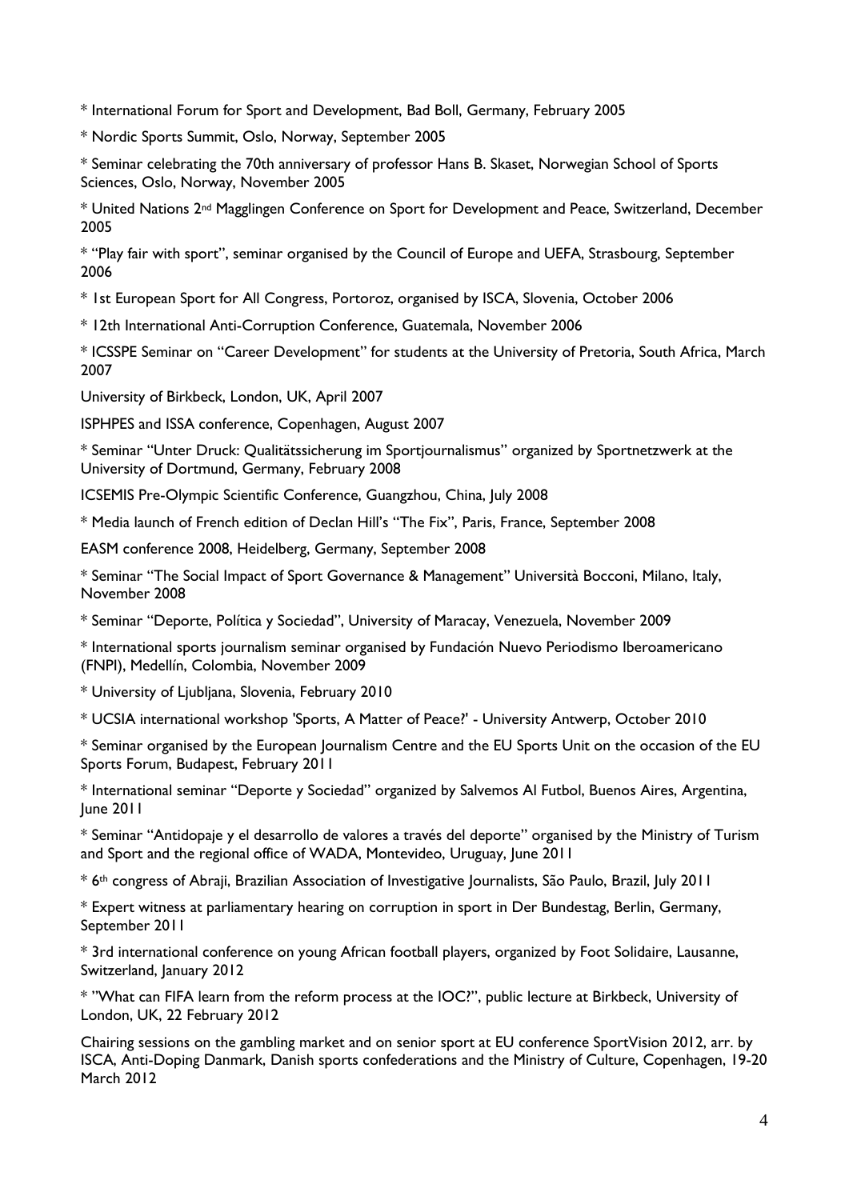* International Forum for Sport and Development, Bad Boll, Germany, February 2005

* Nordic Sports Summit, Oslo, Norway, September 2005

* Seminar celebrating the 70th anniversary of professor Hans B. Skaset, Norwegian School of Sports Sciences, Oslo, Norway, November 2005

* United Nations 2nd Magglingen Conference on Sport for Development and Peace, Switzerland, December 2005

* "Play fair with sport", seminar organised by the Council of Europe and UEFA, Strasbourg, September 2006

* 1st European Sport for All Congress, Portoroz, organised by ISCA, Slovenia, October 2006

* 12th International Anti-Corruption Conference, Guatemala, November 2006

* ICSSPE Seminar on "Career Development" for students at the University of Pretoria, South Africa, March 2007

University of Birkbeck, London, UK, April 2007

ISPHPES and ISSA conference, Copenhagen, August 2007

* Seminar "Unter Druck: Qualitätssicherung im Sportjournalismus" organized by Sportnetzwerk at the University of Dortmund, Germany, February 2008

ICSEMIS Pre-Olympic Scientific Conference, Guangzhou, China, July 2008

* Media launch of French edition of Declan Hill's "The Fix", Paris, France, September 2008

EASM conference 2008, Heidelberg, Germany, September 2008

* Seminar "The Social Impact of Sport Governance & Management" Università Bocconi, Milano, Italy, November 2008

* Seminar "Deporte, Política y Sociedad", University of Maracay, Venezuela, November 2009

* International sports journalism seminar organised by Fundación Nuevo Periodismo Iberoamericano (FNPI), Medellín, Colombia, November 2009

* University of Ljubljana, Slovenia, February 2010

* UCSIA international workshop 'Sports, A Matter of Peace?' - University Antwerp, October 2010

* Seminar organised by the European Journalism Centre and the EU Sports Unit on the occasion of the EU Sports Forum, Budapest, February 2011

* International seminar "Deporte y Sociedad" organized by Salvemos Al Futbol, Buenos Aires, Argentina, June 2011

* Seminar "Antidopaje y el desarrollo de valores a través del deporte" organised by the Ministry of Turism and Sport and the regional office of WADA, Montevideo, Uruguay, June 2011

* 6th congress of Abraji, Brazilian Association of Investigative Journalists, São Paulo, Brazil, July 2011

* Expert witness at parliamentary hearing on corruption in sport in Der Bundestag, Berlin, Germany, September 2011

* 3rd international conference on young African football players, organized by Foot Solidaire, Lausanne, Switzerland, January 2012

* "What can FIFA learn from the reform process at the IOC?", public lecture at Birkbeck, University of London, UK, 22 February 2012

Chairing sessions on the gambling market and on senior sport at EU conference SportVision 2012, arr. by ISCA, Anti-Doping Danmark, Danish sports confederations and the Ministry of Culture, Copenhagen, 19-20 March 2012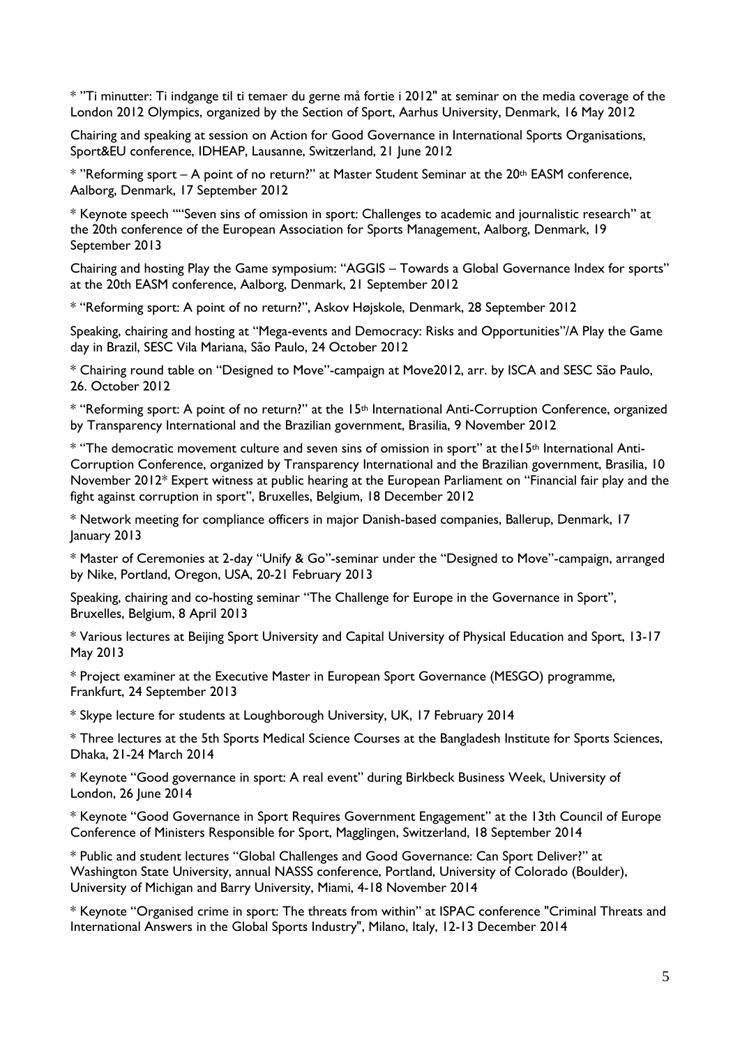* "Ti minutter: Ti indgange til ti temaer du gerne må fortie i 2012" at seminar on the media coverage of the London 2012 Olympics, organized by the Section of Sport, Aarhus University, Denmark, 16 May 2012

Chairing and speaking at session on Action for Good Governance in International Sports Organisations, Sport&EU conference, IDHEAP, Lausanne, Switzerland, 21 June 2012

* "Reforming sport – A point of no return?" at Master Student Seminar at the 20th EASM conference, Aalborg, Denmark, 17 September 2012

* Keynote speech ""Seven sins of omission in sport: Challenges to academic and journalistic research" at the 20th conference of the European Association for Sports Management, Aalborg, Denmark, 19 September 2013

Chairing and hosting Play the Game symposium: "AGGIS – Towards a Global Governance Index for sports" at the 20th EASM conference, Aalborg, Denmark, 21 September 2012

* "Reforming sport: A point of no return?", Askov Højskole, Denmark, 28 September 2012

Speaking, chairing and hosting at "Mega-events and Democracy: Risks and Opportunities"/A Play the Game day in Brazil, SESC Vila Mariana, São Paulo, 24 October 2012

* Chairing round table on "Designed to Move"-campaign at Move2012, arr. by ISCA and SESC São Paulo, 26. October 2012

* "Reforming sport: A point of no return?" at the 15th International Anti-Corruption Conference, organized by Transparency International and the Brazilian government, Brasilia, 9 November 2012

* "The democratic movement culture and seven sins of omission in sport" at the15th International Anti-Corruption Conference, organized by Transparency International and the Brazilian government, Brasilia, 10 November 2012* Expert witness at public hearing at the European Parliament on "Financial fair play and the fight against corruption in sport", Bruxelles, Belgium, 18 December 2012

* Network meeting for compliance officers in major Danish-based companies, Ballerup, Denmark, 17 January 2013

* Master of Ceremonies at 2-day "Unify & Go"-seminar under the "Designed to Move"-campaign, arranged by Nike, Portland, Oregon, USA, 20-21 February 2013

Speaking, chairing and co-hosting seminar "The Challenge for Europe in the Governance in Sport", Bruxelles, Belgium, 8 April 2013

* Various lectures at Beijing Sport University and Capital University of Physical Education and Sport, 13-17 May 2013

* Project examiner at the Executive Master in European Sport Governance (MESGO) programme, Frankfurt, 24 September 2013

* Skype lecture for students at Loughborough University, UK, 17 February 2014

* Three lectures at the 5th Sports Medical Science Courses at the Bangladesh Institute for Sports Sciences, Dhaka, 21-24 March 2014

* Keynote "Good governance in sport: A real event" during Birkbeck Business Week, University of London, 26 June 2014

* Keynote "Good Governance in Sport Requires Government Engagement" at the 13th Council of Europe Conference of Ministers Responsible for Sport, Magglingen, Switzerland, 18 September 2014

* Public and student lectures "Global Challenges and Good Governance: Can Sport Deliver?" at Washington State University, annual NASSS conference, Portland, University of Colorado (Boulder), University of Michigan and Barry University, Miami, 4-18 November 2014

* Keynote "Organised crime in sport: The threats from within" at ISPAC conference "Criminal Threats and International Answers in the Global Sports Industry", Milano, Italy, 12-13 December 2014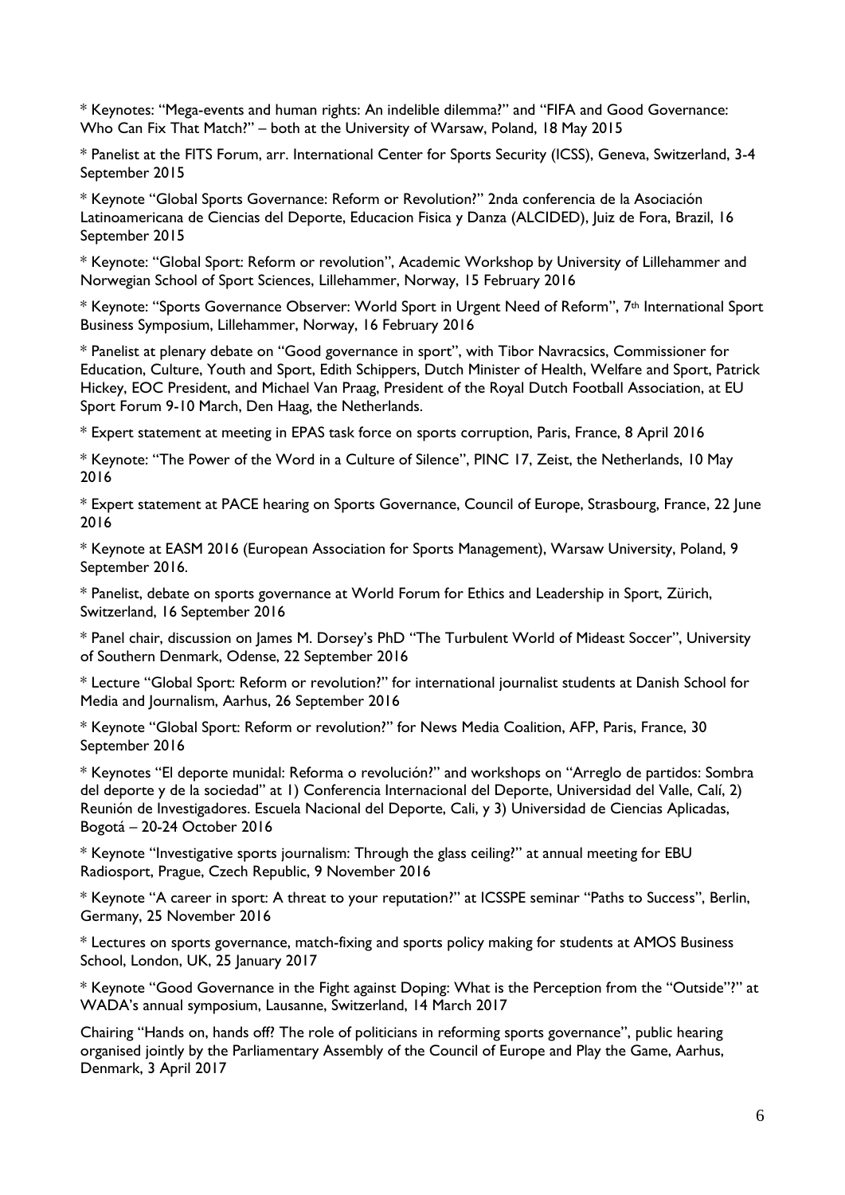* Keynotes: "Mega-events and human rights: An indelible dilemma?" and "FIFA and Good Governance: Who Can Fix That Match?" – both at the University of Warsaw, Poland, 18 May 2015

* Panelist at the FITS Forum, arr. International Center for Sports Security (ICSS), Geneva, Switzerland, 3-4 September 2015

* Keynote "Global Sports Governance: Reform or Revolution?" 2nda conferencia de la Asociación Latinoamericana de Ciencias del Deporte, Educacion Fisica y Danza (ALCIDED), Juiz de Fora, Brazil, 16 September 2015

* Keynote: "Global Sport: Reform or revolution", Academic Workshop by University of Lillehammer and Norwegian School of Sport Sciences, Lillehammer, Norway, 15 February 2016

* Keynote: "Sports Governance Observer: World Sport in Urgent Need of Reform", 7th International Sport Business Symposium, Lillehammer, Norway, 16 February 2016

* Panelist at plenary debate on "Good governance in sport", with Tibor Navracsics, Commissioner for Education, Culture, Youth and Sport, Edith Schippers, Dutch Minister of Health, Welfare and Sport, Patrick Hickey, EOC President, and Michael Van Praag, President of the Royal Dutch Football Association, at EU Sport Forum 9-10 March, Den Haag, the Netherlands.

* Expert statement at meeting in EPAS task force on sports corruption, Paris, France, 8 April 2016

* Keynote: "The Power of the Word in a Culture of Silence", PINC 17, Zeist, the Netherlands, 10 May 2016

* Expert statement at PACE hearing on Sports Governance, Council of Europe, Strasbourg, France, 22 June 2016

* Keynote at EASM 2016 (European Association for Sports Management), Warsaw University, Poland, 9 September 2016.

* Panelist, debate on sports governance at World Forum for Ethics and Leadership in Sport, Zürich, Switzerland, 16 September 2016

* Panel chair, discussion on James M. Dorsey's PhD "The Turbulent World of Mideast Soccer", University of Southern Denmark, Odense, 22 September 2016

* Lecture "Global Sport: Reform or revolution?" for international journalist students at Danish School for Media and Journalism, Aarhus, 26 September 2016

* Keynote "Global Sport: Reform or revolution?" for News Media Coalition, AFP, Paris, France, 30 September 2016

* Keynotes "El deporte munidal: Reforma o revolución?" and workshops on "Arreglo de partidos: Sombra del deporte y de la sociedad" at 1) Conferencia Internacional del Deporte, Universidad del Valle, Calí, 2) Reunión de Investigadores. Escuela Nacional del Deporte, Cali, y 3) Universidad de Ciencias Aplicadas, Bogotá – 20-24 October 2016

* Keynote "Investigative sports journalism: Through the glass ceiling?" at annual meeting for EBU Radiosport, Prague, Czech Republic, 9 November 2016

* Keynote "A career in sport: A threat to your reputation?" at ICSSPE seminar "Paths to Success", Berlin, Germany, 25 November 2016

* Lectures on sports governance, match-fixing and sports policy making for students at AMOS Business School, London, UK, 25 January 2017

* Keynote "Good Governance in the Fight against Doping: What is the Perception from the "Outside"?" at WADA's annual symposium, Lausanne, Switzerland, 14 March 2017

Chairing "Hands on, hands off? The role of politicians in reforming sports governance", public hearing organised jointly by the Parliamentary Assembly of the Council of Europe and Play the Game, Aarhus, Denmark, 3 April 2017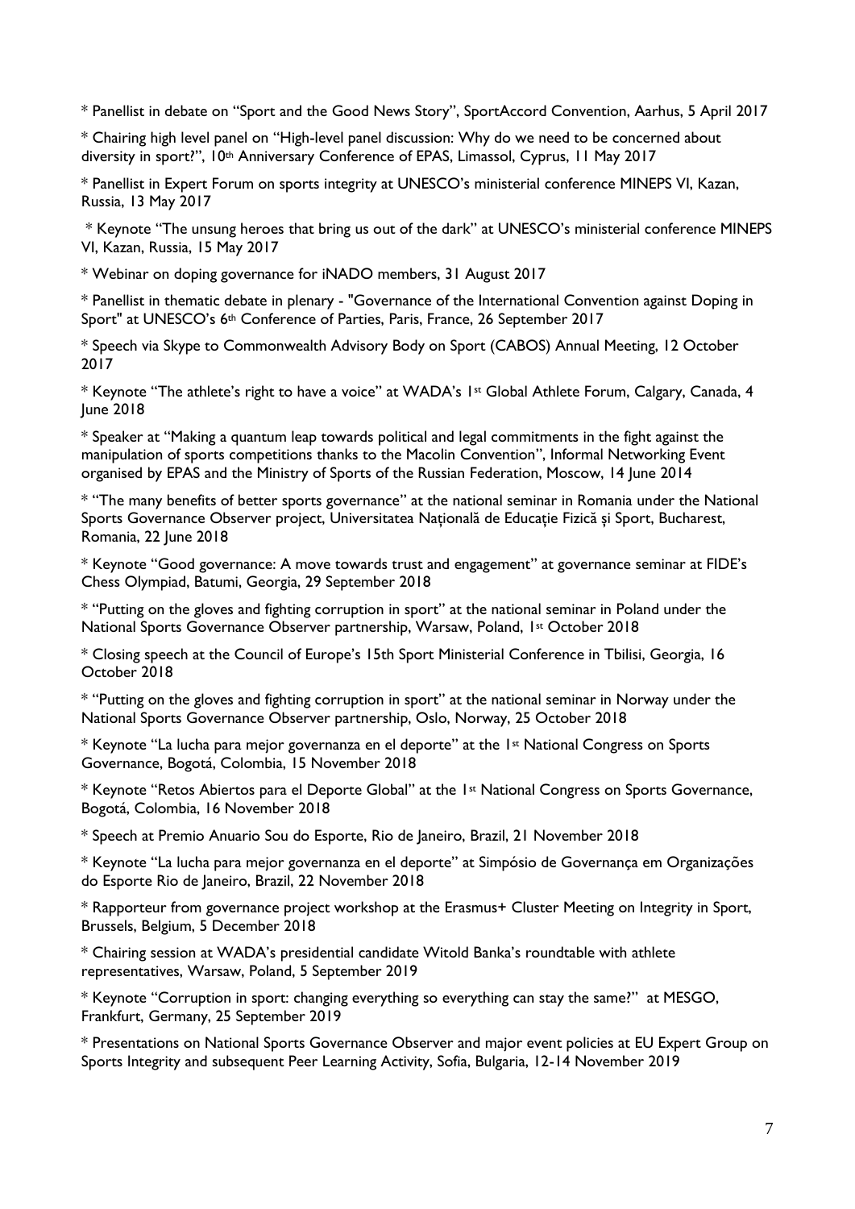* Panellist in debate on "Sport and the Good News Story", SportAccord Convention, Aarhus, 5 April 2017

* Chairing high level panel on "High-level panel discussion: Why do we need to be concerned about diversity in sport?", 10th Anniversary Conference of EPAS, Limassol, Cyprus, 11 May 2017

* Panellist in Expert Forum on sports integrity at UNESCO's ministerial conference MINEPS VI, Kazan, Russia, 13 May 2017

* Keynote "The unsung heroes that bring us out of the dark" at UNESCO's ministerial conference MINEPS VI, Kazan, Russia, 15 May 2017

* Webinar on doping governance for iNADO members, 31 August 2017

* Panellist in thematic debate in plenary - "Governance of the International Convention against Doping in Sport" at UNESCO's 6th Conference of Parties, Paris, France, 26 September 2017

* Speech via Skype to Commonwealth Advisory Body on Sport (CABOS) Annual Meeting, 12 October 2017

* Keynote "The athlete's right to have a voice" at WADA's 1st Global Athlete Forum, Calgary, Canada, 4 June 2018

* Speaker at "Making a quantum leap towards political and legal commitments in the fight against the manipulation of sports competitions thanks to the Macolin Convention", Informal Networking Event organised by EPAS and the Ministry of Sports of the Russian Federation, Moscow, 14 June 2014

* "The many benefits of better sports governance" at the national seminar in Romania under the National Sports Governance Observer project, Universitatea Națională de Educație Fizică și Sport, Bucharest, Romania, 22 June 2018

* Keynote "Good governance: A move towards trust and engagement" at governance seminar at FIDE's Chess Olympiad, Batumi, Georgia, 29 September 2018

* "Putting on the gloves and fighting corruption in sport" at the national seminar in Poland under the National Sports Governance Observer partnership, Warsaw, Poland, 1st October 2018

* Closing speech at the Council of Europe's 15th Sport Ministerial Conference in Tbilisi, Georgia, 16 October 2018

* "Putting on the gloves and fighting corruption in sport" at the national seminar in Norway under the National Sports Governance Observer partnership, Oslo, Norway, 25 October 2018

* Keynote "La lucha para mejor governanza en el deporte" at the 1st National Congress on Sports Governance, Bogotá, Colombia, 15 November 2018

* Keynote "Retos Abiertos para el Deporte Global" at the 1st National Congress on Sports Governance, Bogotá, Colombia, 16 November 2018

* Speech at Premio Anuario Sou do Esporte, Rio de Janeiro, Brazil, 21 November 2018

* Keynote "La lucha para mejor governanza en el deporte" at Simpósio de Governança em Organizações do Esporte Rio de Janeiro, Brazil, 22 November 2018

* Rapporteur from governance project workshop at the Erasmus+ Cluster Meeting on Integrity in Sport, Brussels, Belgium, 5 December 2018

* Chairing session at WADA's presidential candidate Witold Banka's roundtable with athlete representatives, Warsaw, Poland, 5 September 2019

* Keynote "Corruption in sport: changing everything so everything can stay the same?" at MESGO, Frankfurt, Germany, 25 September 2019

* Presentations on National Sports Governance Observer and major event policies at EU Expert Group on Sports Integrity and subsequent Peer Learning Activity, Sofia, Bulgaria, 12-14 November 2019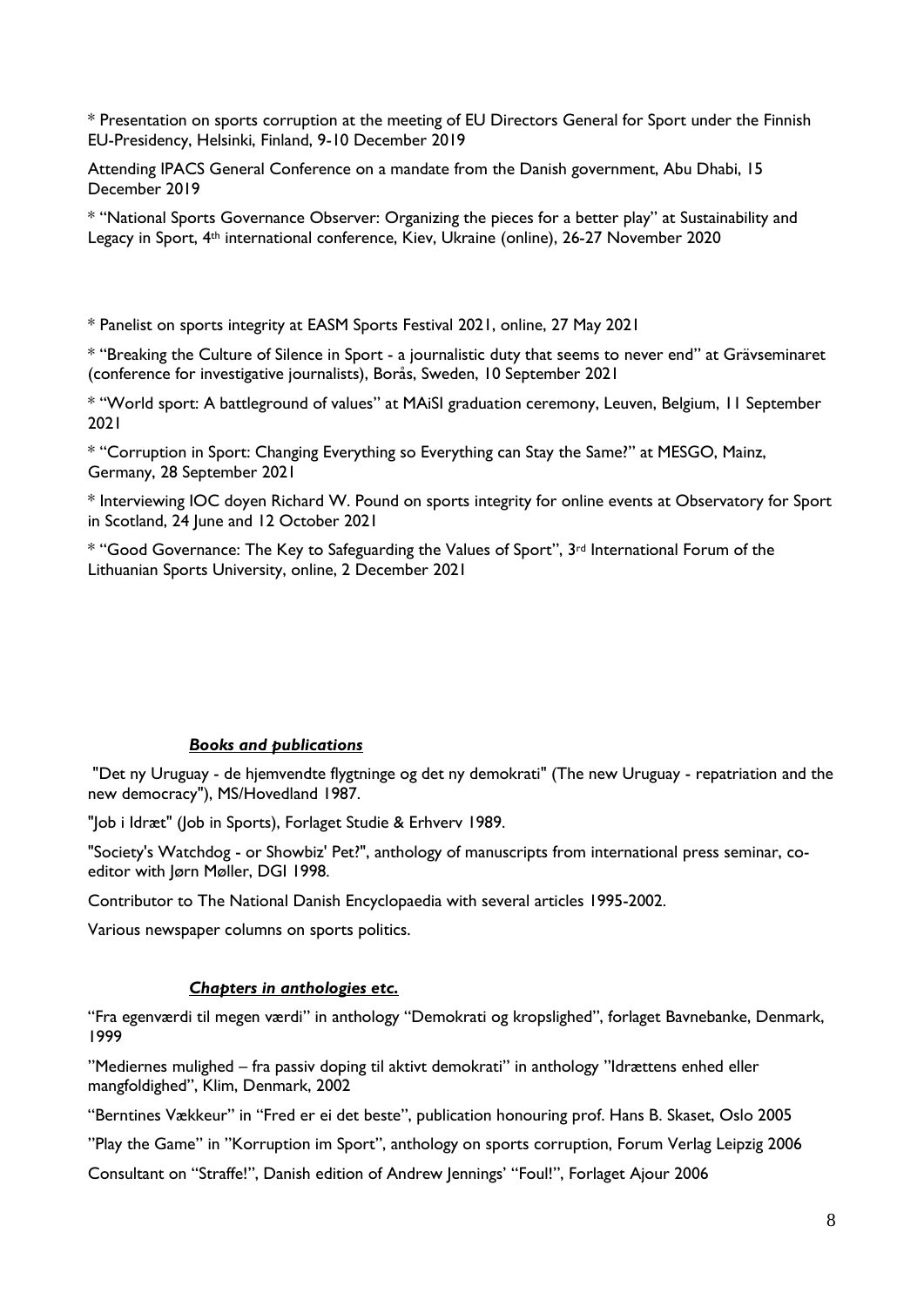* Presentation on sports corruption at the meeting of EU Directors General for Sport under the Finnish EU-Presidency, Helsinki, Finland, 9-10 December 2019

Attending IPACS General Conference on a mandate from the Danish government, Abu Dhabi, 15 December 2019

* "National Sports Governance Observer: Organizing the pieces for a better play" at Sustainability and Legacy in Sport, 4th international conference, Kiev, Ukraine (online), 26-27 November 2020

* Panelist on sports integrity at EASM Sports Festival 2021, online, 27 May 2021

* "Breaking the Culture of Silence in Sport - a journalistic duty that seems to never end" at Grävseminaret (conference for investigative journalists), Borås, Sweden, 10 September 2021

* "World sport: A battleground of values" at MAiSI graduation ceremony, Leuven, Belgium, 11 September 2021

* "Corruption in Sport: Changing Everything so Everything can Stay the Same?" at MESGO, Mainz, Germany, 28 September 2021

* Interviewing IOC doyen Richard W. Pound on sports integrity for online events at Observatory for Sport in Scotland, 24 June and 12 October 2021

* "Good Governance: The Key to Safeguarding the Values of Sport", 3rd International Forum of the Lithuanian Sports University, online, 2 December 2021

***Books and publications***

"Det ny Uruguay - de hjemvendte flygtninge og det ny demokrati" (The new Uruguay - repatriation and the new democracy"), MS/Hovedland 1987.

"Job i Idræt" (Job in Sports), Forlaget Studie & Erhverv 1989.

"Society's Watchdog - or Showbiz' Pet?", anthology of manuscripts from international press seminar, co-editor with Jørn Møller, DGI 1998.

Contributor to The National Danish Encyclopaedia with several articles 1995-2002.

Various newspaper columns on sports politics.

***Chapters in anthologies etc.***

"Fra egenværdi til megen værdi" in anthology "Demokrati og kropslighed", forlaget Bavnebanke, Denmark, 1999

"Mediernes mulighed – fra passiv doping til aktivt demokrati" in anthology "Idrættens enhed eller mangfoldighed", Klim, Denmark, 2002

"Berntines Vækkeur" in "Fred er ei det beste", publication honouring prof. Hans B. Skaset, Oslo 2005

"Play the Game" in "Korruption im Sport", anthology on sports corruption, Forum Verlag Leipzig 2006

Consultant on "Straffe!", Danish edition of Andrew Jennings' "Foul!", Forlaget Ajour 2006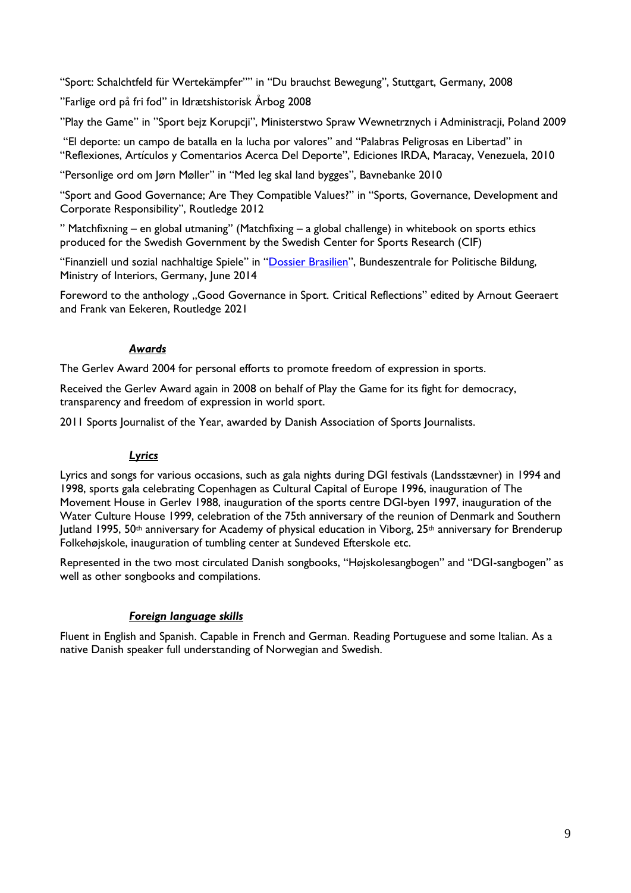“Sport: Schalchtfeld für Wertekämpfer”” in “Du brauchst Bewegung”, Stuttgart, Germany, 2008

”Farlige ord på fri fod” in Idrætshistorisk Årbog 2008

”Play the Game” in ”Sport bejz Korupcji”, Ministerstwo Spraw Wewnetrznych i Administracji, Poland 2009

“El deporte: un campo de batalla en la lucha por valores” and “Palabras Peligrosas en Libertad” in “Reflexiones, Artículos y Comentarios Acerca Del Deporte”, Ediciones IRDA, Maracay, Venezuela, 2010

“Personlige ord om Jørn Møller” in “Med leg skal land bygges”, Bavnebanke 2010

“Sport and Good Governance; Are They Compatible Values?” in “Sports, Governance, Development and Corporate Responsibility”, Routledge 2012

” Matchfixning – en global utmaning” (Matchfixing – a global challenge) in whitebook on sports ethics produced for the Swedish Government by the Swedish Center for Sports Research (CIF)

“Finanziell und sozial nachhaltige Spiele” in “Dossier Brasilien”, Bundeszentrale for Politische Bildung, Ministry of Interiors, Germany, June 2014

Foreword to the anthology „Good Governance in Sport. Critical Reflections” edited by Arnout Geeraert and Frank van Eekeren, Routledge 2021

### ***Awards***

The Gerlev Award 2004 for personal efforts to promote freedom of expression in sports.

Received the Gerlev Award again in 2008 on behalf of Play the Game for its fight for democracy, transparency and freedom of expression in world sport.

2011 Sports Journalist of the Year, awarded by Danish Association of Sports Journalists.

### ***Lyrics***

Lyrics and songs for various occasions, such as gala nights during DGI festivals (Landsstævner) in 1994 and 1998, sports gala celebrating Copenhagen as Cultural Capital of Europe 1996, inauguration of The Movement House in Gerlev 1988, inauguration of the sports centre DGI-byen 1997, inauguration of the Water Culture House 1999, celebration of the 75th anniversary of the reunion of Denmark and Southern Jutland 1995, 50th anniversary for Academy of physical education in Viborg, 25th anniversary for Brenderup Folkehøjskole, inauguration of tumbling center at Sundeved Efterskole etc.

Represented in the two most circulated Danish songbooks, “Højskolesangbogen” and “DGI-sangbogen” as well as other songbooks and compilations.

### ***Foreign language skills***

Fluent in English and Spanish. Capable in French and German. Reading Portuguese and some Italian. As a native Danish speaker full understanding of Norwegian and Swedish.